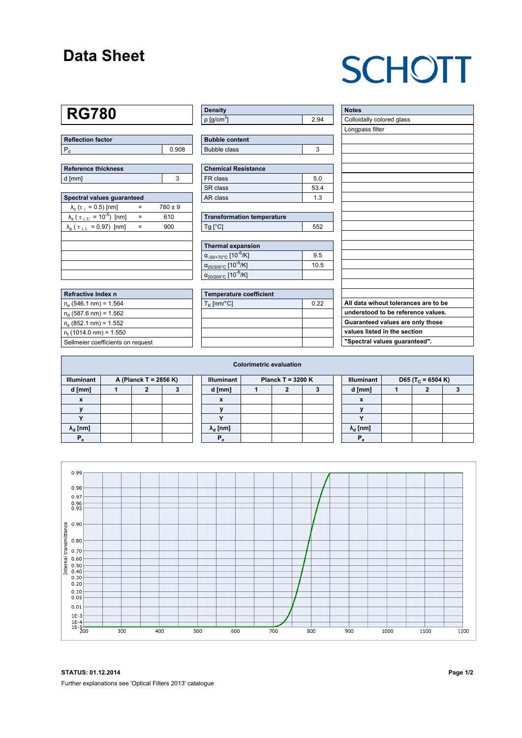# Data Sheet

SCHOTT

## RG780

| Reflection factor | |
|---|---|
| $P_d$ | 0.908 |

| Reference thickness | |
|---|---|
| d [mm] | 3 |

| Spectral values guaranteed | | |
|---|---|---|
| $\lambda_c$ ($\tau_i$ = 0.5) [nm] | = | 780 ± 9 |
| $\lambda_s$ ($\tau_{i,U}$ = $10^{-5}$) [nm] | = | 610 |
| $\lambda_p$ ($\tau_{i,L}$ = 0.97) [nm] | = | 900 |

| Refractive Index n |
|---|
| $n_e$ (546.1 nm) = 1.564 |
| $n_d$ (587.6 nm) = 1.562 |
| $n_s$ (852.1 nm) = 1.552 |
| $n_t$ (1014.0 nm) = 1.550 |
| Sellmeier coefficients on request |

| Density | |
|---|---|
| ρ [g/cm³] | 2.94 |

| Bubble content | |
|---|---|
| Bubble class | 3 |

| Chemical Resistance | |
|---|---|
| FR class | 5.0 |
| SR class | 53.4 |
| AR class | 1.3 |

| Transformation temperature | |
|---|---|
| Tg [°C] | 552 |

| Thermal expansion | |
|---|---|
| $\alpha_{-30/+70°C}$ [$10^{-6}$/K] | 9.5 |
| $\alpha_{20/300°C}$ [$10^{-6}$/K] | 10.5 |
| $\alpha_{20/200°C}$ [$10^{-6}$/K] | |

| Temperature coefficient | |
|---|---|
| $T_K$ [nm/°C] | 0.22 |

| Notes |
|---|
| Colloidally colored glass |
| Longpass filter |

**All data wihout tolerances are to be understood to be reference values. Guaranteed values are only those values listed in the section "Spectral values guaranteed".**

### Colorimetric evaluation

| Illuminant | A (Planck T = 2856 K) | | | Illuminant | Planck T = 3200 K | | | Illuminant | D65 ($T_C$ = 6504 K) | | |
|---|---|---|---|---|---|---|---|---|---|---|---|
| d [mm] | 1 | 2 | 3 | d [mm] | 1 | 2 | 3 | d [mm] | 1 | 2 | 3 |
| x | | | | x | | | | x | | | |
| y | | | | y | | | | y | | | |
| Y | | | | Y | | | | Y | | | |
| $\lambda_d$ [nm] | | | | $\lambda_d$ [nm] | | | | $\lambda_d$ [nm] | | | |
| $P_e$ | | | | $P_e$ | | | | $P_e$ | | | |

**STATUS: 01.12.2014**

Further explanations see 'Optical Filters 2013' catalogue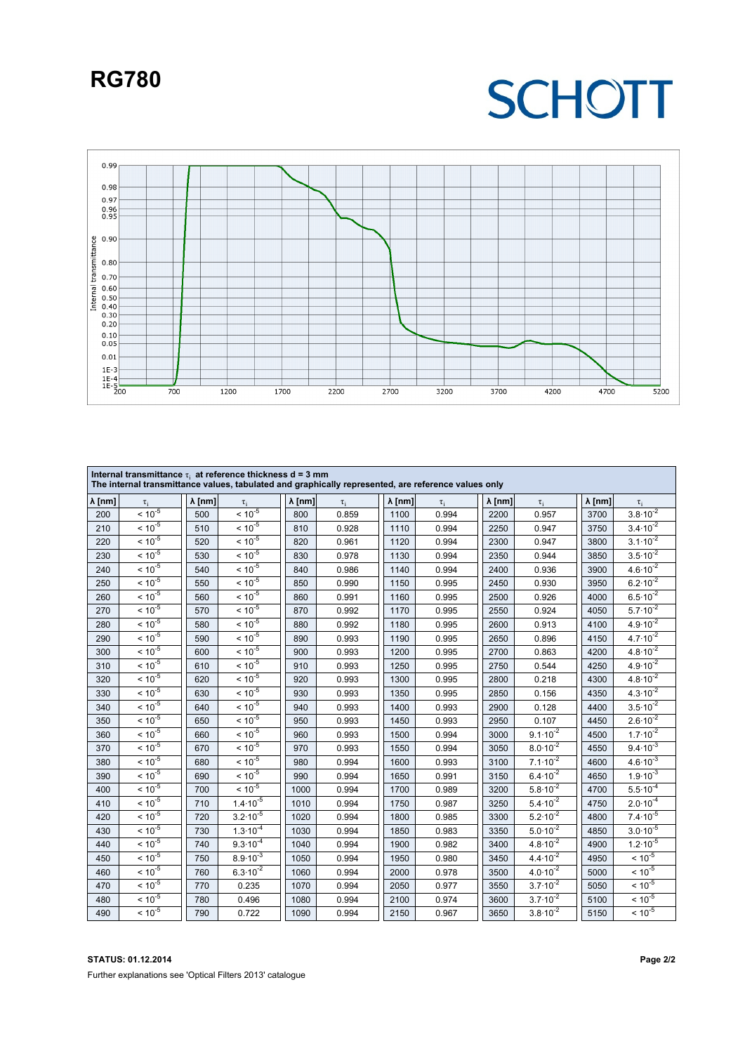# RG780

SCHOTT

0.99
0.98
0.97
0.96
0.95
0.90
0.80
0.70
0.60
0.50
0.40
0.30
0.20
0.10
0.05
0.01
1E-3
1E-4
1E-5
Internal transmittance
200 700 1200 1700 2200 2700 3200 3700 4200 4700 5200

**Internal transmittance $\tau_i$ at reference thickness d = 3 mm**
**The internal transmittance values, tabulated and graphically represented, are reference values only**

| λ [nm] | $\tau_i$ | λ [nm] | $\tau_i$ | λ [nm] | $\tau_i$ | λ [nm] | $\tau_i$ | λ [nm] | $\tau_i$ | λ [nm] | $\tau_i$ |
|---|---|---|---|---|---|---|---|---|---|---|---|
| 200 | $< 10^{-5}$ | 500 | $< 10^{-5}$ | 800 | 0.859 | 1100 | 0.994 | 2200 | 0.957 | 3700 | $3.8 \cdot 10^{-2}$ |
| 210 | $< 10^{-5}$ | 510 | $< 10^{-5}$ | 810 | 0.928 | 1110 | 0.994 | 2250 | 0.947 | 3750 | $3.4 \cdot 10^{-2}$ |
| 220 | $< 10^{-5}$ | 520 | $< 10^{-5}$ | 820 | 0.961 | 1120 | 0.994 | 2300 | 0.947 | 3800 | $3.1 \cdot 10^{-2}$ |
| 230 | $< 10^{-5}$ | 530 | $< 10^{-5}$ | 830 | 0.978 | 1130 | 0.994 | 2350 | 0.944 | 3850 | $3.5 \cdot 10^{-2}$ |
| 240 | $< 10^{-5}$ | 540 | $< 10^{-5}$ | 840 | 0.986 | 1140 | 0.994 | 2400 | 0.936 | 3900 | $4.6 \cdot 10^{-2}$ |
| 250 | $< 10^{-5}$ | 550 | $< 10^{-5}$ | 850 | 0.990 | 1150 | 0.995 | 2450 | 0.930 | 3950 | $6.2 \cdot 10^{-2}$ |
| 260 | $< 10^{-5}$ | 560 | $< 10^{-5}$ | 860 | 0.991 | 1160 | 0.995 | 2500 | 0.926 | 4000 | $6.5 \cdot 10^{-2}$ |
| 270 | $< 10^{-5}$ | 570 | $< 10^{-5}$ | 870 | 0.992 | 1170 | 0.995 | 2550 | 0.924 | 4050 | $5.7 \cdot 10^{-2}$ |
| 280 | $< 10^{-5}$ | 580 | $< 10^{-5}$ | 880 | 0.992 | 1180 | 0.995 | 2600 | 0.913 | 4100 | $4.9 \cdot 10^{-2}$ |
| 290 | $< 10^{-5}$ | 590 | $< 10^{-5}$ | 890 | 0.993 | 1190 | 0.995 | 2650 | 0.896 | 4150 | $4.7 \cdot 10^{-2}$ |
| 300 | $< 10^{-5}$ | 600 | $< 10^{-5}$ | 900 | 0.993 | 1200 | 0.995 | 2700 | 0.863 | 4200 | $4.8 \cdot 10^{-2}$ |
| 310 | $< 10^{-5}$ | 610 | $< 10^{-5}$ | 910 | 0.993 | 1250 | 0.995 | 2750 | 0.544 | 4250 | $4.9 \cdot 10^{-2}$ |
| 320 | $< 10^{-5}$ | 620 | $< 10^{-5}$ | 920 | 0.993 | 1300 | 0.995 | 2800 | 0.218 | 4300 | $4.8 \cdot 10^{-2}$ |
| 330 | $< 10^{-5}$ | 630 | $< 10^{-5}$ | 930 | 0.993 | 1350 | 0.995 | 2850 | 0.156 | 4350 | $4.3 \cdot 10^{-2}$ |
| 340 | $< 10^{-5}$ | 640 | $< 10^{-5}$ | 940 | 0.993 | 1400 | 0.993 | 2900 | 0.128 | 4400 | $3.5 \cdot 10^{-2}$ |
| 350 | $< 10^{-5}$ | 650 | $< 10^{-5}$ | 950 | 0.993 | 1450 | 0.993 | 2950 | 0.107 | 4450 | $2.6 \cdot 10^{-2}$ |
| 360 | $< 10^{-5}$ | 660 | $< 10^{-5}$ | 960 | 0.993 | 1500 | 0.994 | 3000 | $9.1 \cdot 10^{-2}$ | 4500 | $1.7 \cdot 10^{-2}$ |
| 370 | $< 10^{-5}$ | 670 | $< 10^{-5}$ | 970 | 0.993 | 1550 | 0.994 | 3050 | $8.0 \cdot 10^{-2}$ | 4550 | $9.4 \cdot 10^{-3}$ |
| 380 | $< 10^{-5}$ | 680 | $< 10^{-5}$ | 980 | 0.994 | 1600 | 0.993 | 3100 | $7.1 \cdot 10^{-2}$ | 4600 | $4.6 \cdot 10^{-3}$ |
| 390 | $< 10^{-5}$ | 690 | $< 10^{-5}$ | 990 | 0.994 | 1650 | 0.991 | 3150 | $6.4 \cdot 10^{-2}$ | 4650 | $1.9 \cdot 10^{-3}$ |
| 400 | $< 10^{-5}$ | 700 | $< 10^{-5}$ | 1000 | 0.994 | 1700 | 0.989 | 3200 | $5.8 \cdot 10^{-2}$ | 4700 | $5.5 \cdot 10^{-4}$ |
| 410 | $< 10^{-5}$ | 710 | $1.4 \cdot 10^{-5}$ | 1010 | 0.994 | 1750 | 0.987 | 3250 | $5.4 \cdot 10^{-2}$ | 4750 | $2.0 \cdot 10^{-4}$ |
| 420 | $< 10^{-5}$ | 720 | $3.2 \cdot 10^{-5}$ | 1020 | 0.994 | 1800 | 0.985 | 3300 | $5.2 \cdot 10^{-2}$ | 4800 | $7.4 \cdot 10^{-5}$ |
| 430 | $< 10^{-5}$ | 730 | $1.3 \cdot 10^{-4}$ | 1030 | 0.994 | 1850 | 0.983 | 3350 | $5.0 \cdot 10^{-2}$ | 4850 | $3.0 \cdot 10^{-5}$ |
| 440 | $< 10^{-5}$ | 740 | $9.3 \cdot 10^{-4}$ | 1040 | 0.994 | 1900 | 0.982 | 3400 | $4.8 \cdot 10^{-2}$ | 4900 | $1.2 \cdot 10^{-5}$ |
| 450 | $< 10^{-5}$ | 750 | $8.9 \cdot 10^{-3}$ | 1050 | 0.994 | 1950 | 0.980 | 3450 | $4.4 \cdot 10^{-2}$ | 4950 | $< 10^{-5}$ |
| 460 | $< 10^{-5}$ | 760 | $6.3 \cdot 10^{-2}$ | 1060 | 0.994 | 2000 | 0.978 | 3500 | $4.0 \cdot 10^{-2}$ | 5000 | $< 10^{-5}$ |
| 470 | $< 10^{-5}$ | 770 | 0.235 | 1070 | 0.994 | 2050 | 0.977 | 3550 | $3.7 \cdot 10^{-2}$ | 5050 | $< 10^{-5}$ |
| 480 | $< 10^{-5}$ | 780 | 0.496 | 1080 | 0.994 | 2100 | 0.974 | 3600 | $3.7 \cdot 10^{-2}$ | 5100 | $< 10^{-5}$ |
| 490 | $< 10^{-5}$ | 790 | 0.722 | 1090 | 0.994 | 2150 | 0.967 | 3650 | $3.8 \cdot 10^{-2}$ | 5150 | $< 10^{-5}$ |

**STATUS: 01.12.2014**

Further explanations see 'Optical Filters 2013' catalogue